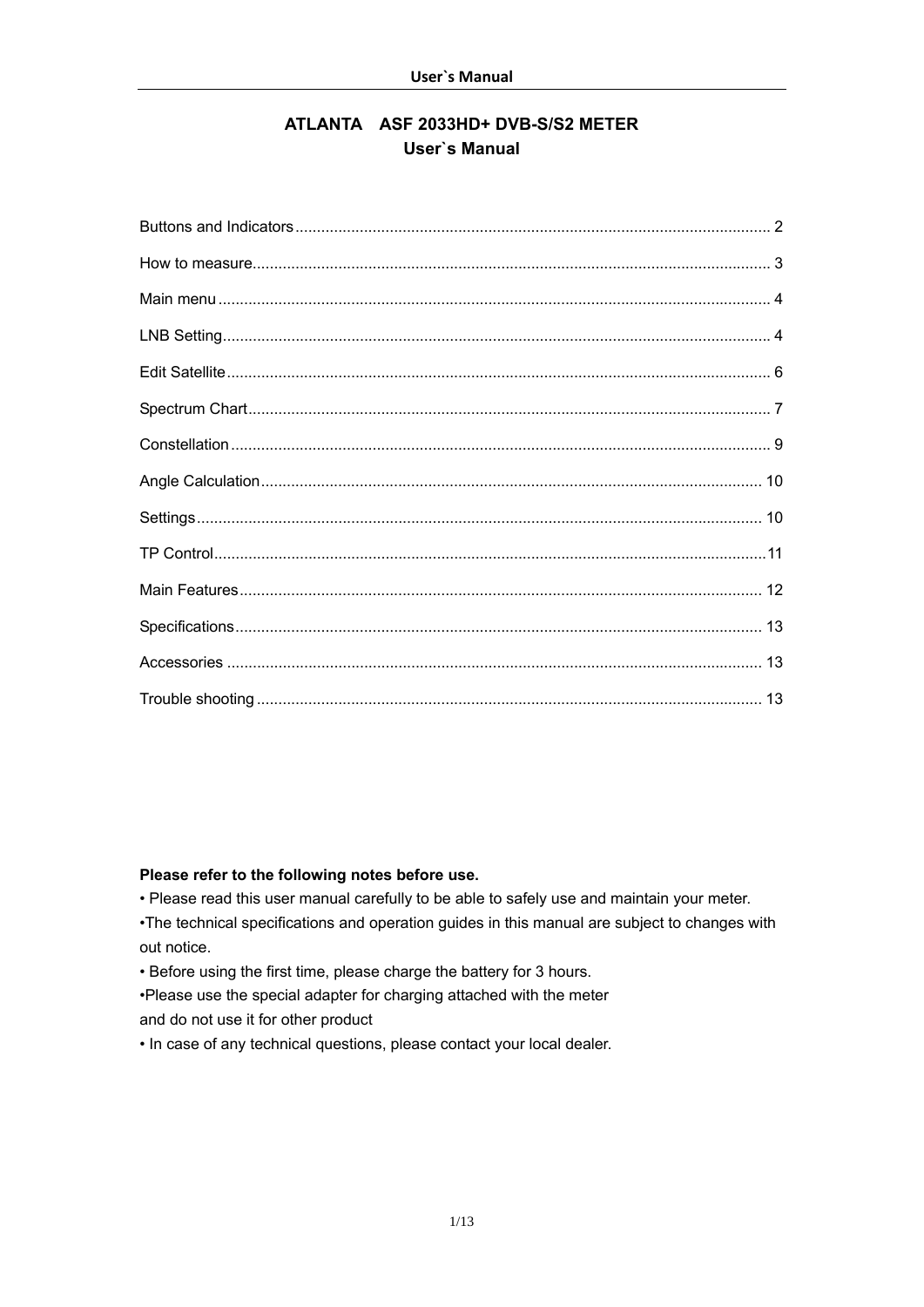# ATLANTA ASF 2033HD+ DVB-S/S2 METER

## User`s Manual

| | |
|---|---|
| Buttons and Indicators | 2 |
| How to measure | 3 |
| Main menu | 4 |
| LNB Setting | 4 |
| Edit Satellite | 6 |
| Spectrum Chart | 7 |
| Constellation | 9 |
| Angle Calculation | 10 |
| Settings | 10 |
| TP Control | 11 |
| Main Features | 12 |
| Specifications | 13 |
| Accessories | 13 |
| Trouble shooting | 13 |

**Please refer to the following notes before use.**

• Please read this user manual carefully to be able to safely use and maintain your meter.

•The technical specifications and operation guides in this manual are subject to changes with out notice.

• Before using the first time, please charge the battery for 3 hours.

•Please use the special adapter for charging attached with the meter and do not use it for other product

• In case of any technical questions, please contact your local dealer.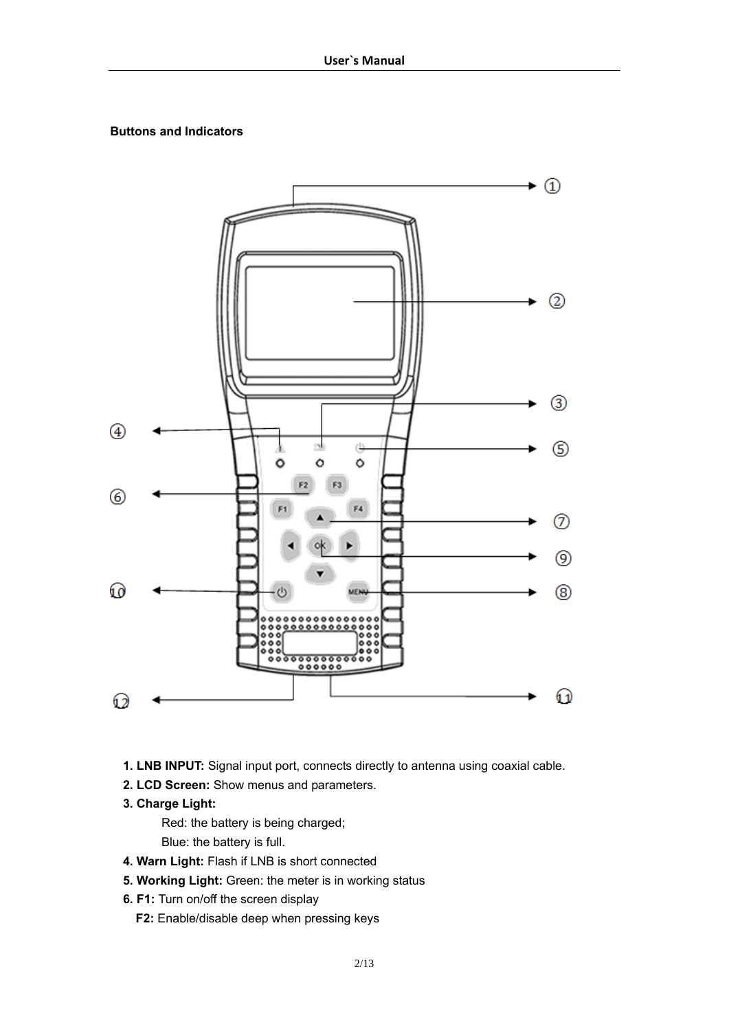**Buttons and Indicators**

1. **LNB INPUT:** Signal input port, connects directly to antenna using coaxial cable.
2. **LCD Screen:** Show menus and parameters.
3. **Charge Light:**

   Red: the battery is being charged;

   Blue: the battery is full.
4. **Warn Light:** Flash if LNB is short connected
5. **Working Light:** Green: the meter is in working status
6. **F1:** Turn on/off the screen display

   **F2:** Enable/disable deep when pressing keys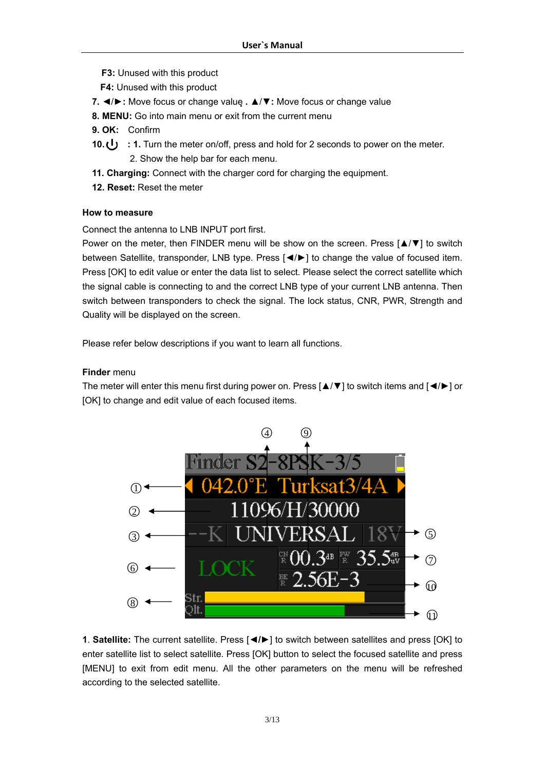**F3:** Unused with this product

**F4:** Unused with this product

7. **◄/►:** Move focus or change value **. ▲/▼:** Move focus or change value
8. **MENU:** Go into main menu or exit from the current menu
9. **OK:** Confirm
10. **⏻ : 1.** Turn the meter on/off, press and hold for 2 seconds to power on the meter.
    2. Show the help bar for each menu.
11. **Charging:** Connect with the charger cord for charging the equipment.
12. **Reset:** Reset the meter

**How to measure**

Connect the antenna to LNB INPUT port first.

Power on the meter, then FINDER menu will be show on the screen. Press [▲/▼] to switch between Satellite, transponder, LNB type. Press [◄/►] to change the value of focused item. Press [OK] to edit value or enter the data list to select. Please select the correct satellite which the signal cable is connecting to and the correct LNB type of your current LNB antenna. Then switch between transponders to check the signal. The lock status, CNR, PWR, Strength and Quality will be displayed on the screen.

Please refer below descriptions if you want to learn all functions.

**Finder** menu

The meter will enter this menu first during power on. Press [▲/▼] to switch items and [◄/►] or [OK] to change and edit value of each focused items.

1. **Satellite:** The current satellite. Press [◄/►] to switch between satellites and press [OK] to enter satellite list to select satellite. Press [OK] button to select the focused satellite and press [MENU] to exit from edit menu. All the other parameters on the menu will be refreshed according to the selected satellite.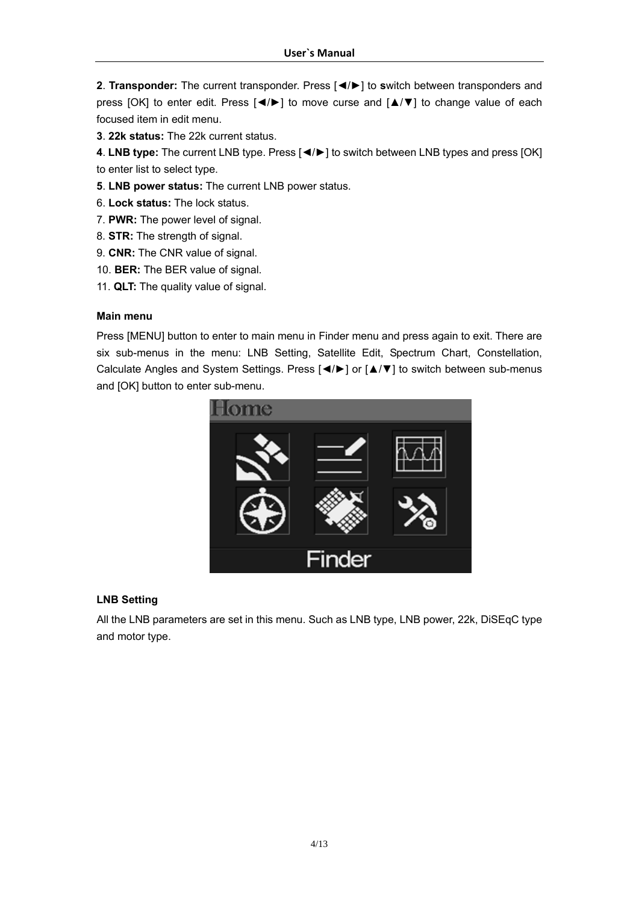**2**. **Transponder:** The current transponder. Press [◄/►] to **s**witch between transponders and press [OK] to enter edit. Press [◄/►] to move curse and [▲/▼] to change value of each focused item in edit menu.

**3**. **22k status:** The 22k current status.

**4**. **LNB type:** The current LNB type. Press [◄/►] to switch between LNB types and press [OK] to enter list to select type.

**5**. **LNB power status:** The current LNB power status.

6. **Lock status:** The lock status.

7. **PWR:** The power level of signal.

8. **STR:** The strength of signal.

9. **CNR:** The CNR value of signal.

10. **BER:** The BER value of signal.

11. **QLT:** The quality value of signal.

**Main menu**

Press [MENU] button to enter to main menu in Finder menu and press again to exit. There are six sub-menus in the menu: LNB Setting, Satellite Edit, Spectrum Chart, Constellation, Calculate Angles and System Settings. Press [◄/►] or [▲/▼] to switch between sub-menus and [OK] button to enter sub-menu.

**LNB Setting**

All the LNB parameters are set in this menu. Such as LNB type, LNB power, 22k, DiSEqC type and motor type.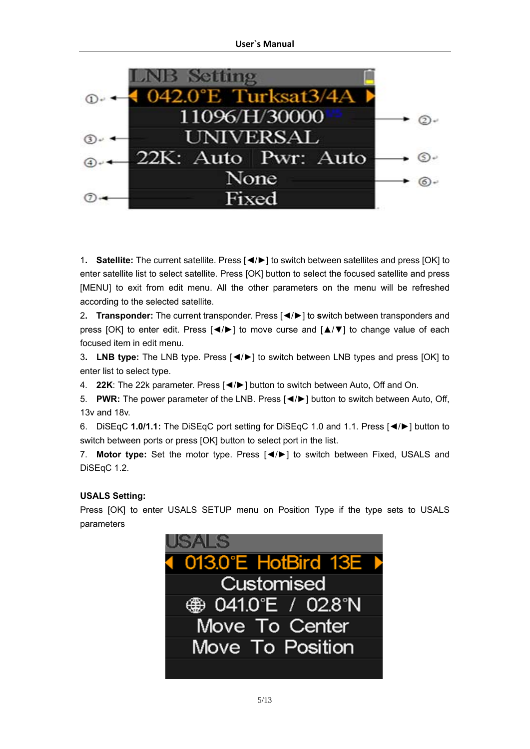1. **Satellite:** The current satellite. Press [◄/►] to switch between satellites and press [OK] to enter satellite list to select satellite. Press [OK] button to select the focused satellite and press [MENU] to exit from edit menu. All the other parameters on the menu will be refreshed according to the selected satellite.
2. **Transponder:** The current transponder. Press [◄/►] to **s**witch between transponders and press [OK] to enter edit. Press [◄/►] to move curse and [▲/▼] to change value of each focused item in edit menu.
3. **LNB type:** The LNB type. Press [◄/►] to switch between LNB types and press [OK] to enter list to select type.
4. **22K**: The 22k parameter. Press [◄/►] button to switch between Auto, Off and On.
5. **PWR:** The power parameter of the LNB. Press [◄/►] button to switch between Auto, Off, 13v and 18v.
6. DiSEqC **1.0/1.1:** The DiSEqC port setting for DiSEqC 1.0 and 1.1. Press [◄/►] button to switch between ports or press [OK] button to select port in the list.
7. **Motor type:** Set the motor type. Press [◄/►] to switch between Fixed, USALS and DiSEqC 1.2.

**USALS Setting:**

Press [OK] to enter USALS SETUP menu on Position Type if the type sets to USALS parameters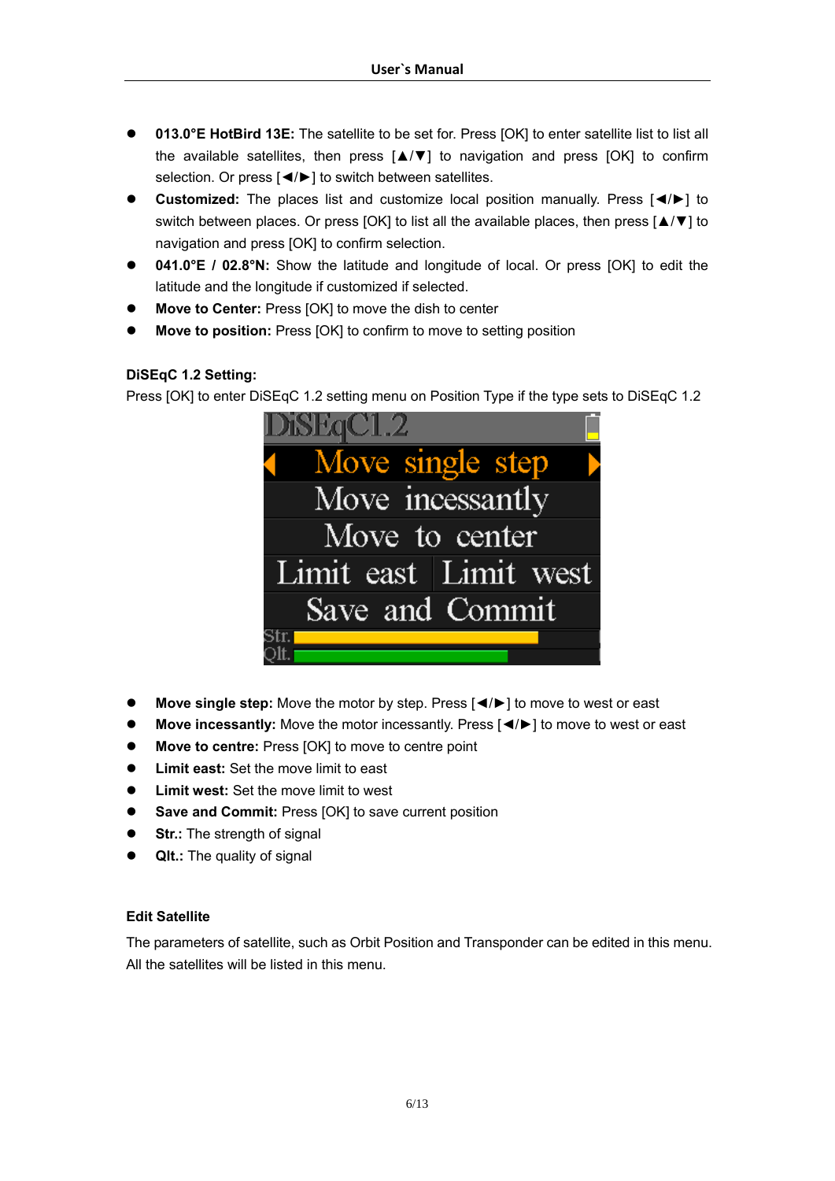- **013.0°E HotBird 13E:** The satellite to be set for. Press [OK] to enter satellite list to list all the available satellites, then press [▲/▼] to navigation and press [OK] to confirm selection. Or press [◄/►] to switch between satellites.
- **Customized:** The places list and customize local position manually. Press [◄/►] to switch between places. Or press [OK] to list all the available places, then press [▲/▼] to navigation and press [OK] to confirm selection.
- **041.0°E / 02.8°N:** Show the latitude and longitude of local. Or press [OK] to edit the latitude and the longitude if customized if selected.
- **Move to Center:** Press [OK] to move the dish to center
- **Move to position:** Press [OK] to confirm to move to setting position

**DiSEqC 1.2 Setting:**

Press [OK] to enter DiSEqC 1.2 setting menu on Position Type if the type sets to DiSEqC 1.2

- **Move single step:** Move the motor by step. Press [◄/►] to move to west or east
- **Move incessantly:** Move the motor incessantly. Press [◄/►] to move to west or east
- **Move to centre:** Press [OK] to move to centre point
- **Limit east:** Set the move limit to east
- **Limit west:** Set the move limit to west
- **Save and Commit:** Press [OK] to save current position
- **Str.:** The strength of signal
- **Qlt.:** The quality of signal

**Edit Satellite**

The parameters of satellite, such as Orbit Position and Transponder can be edited in this menu. All the satellites will be listed in this menu.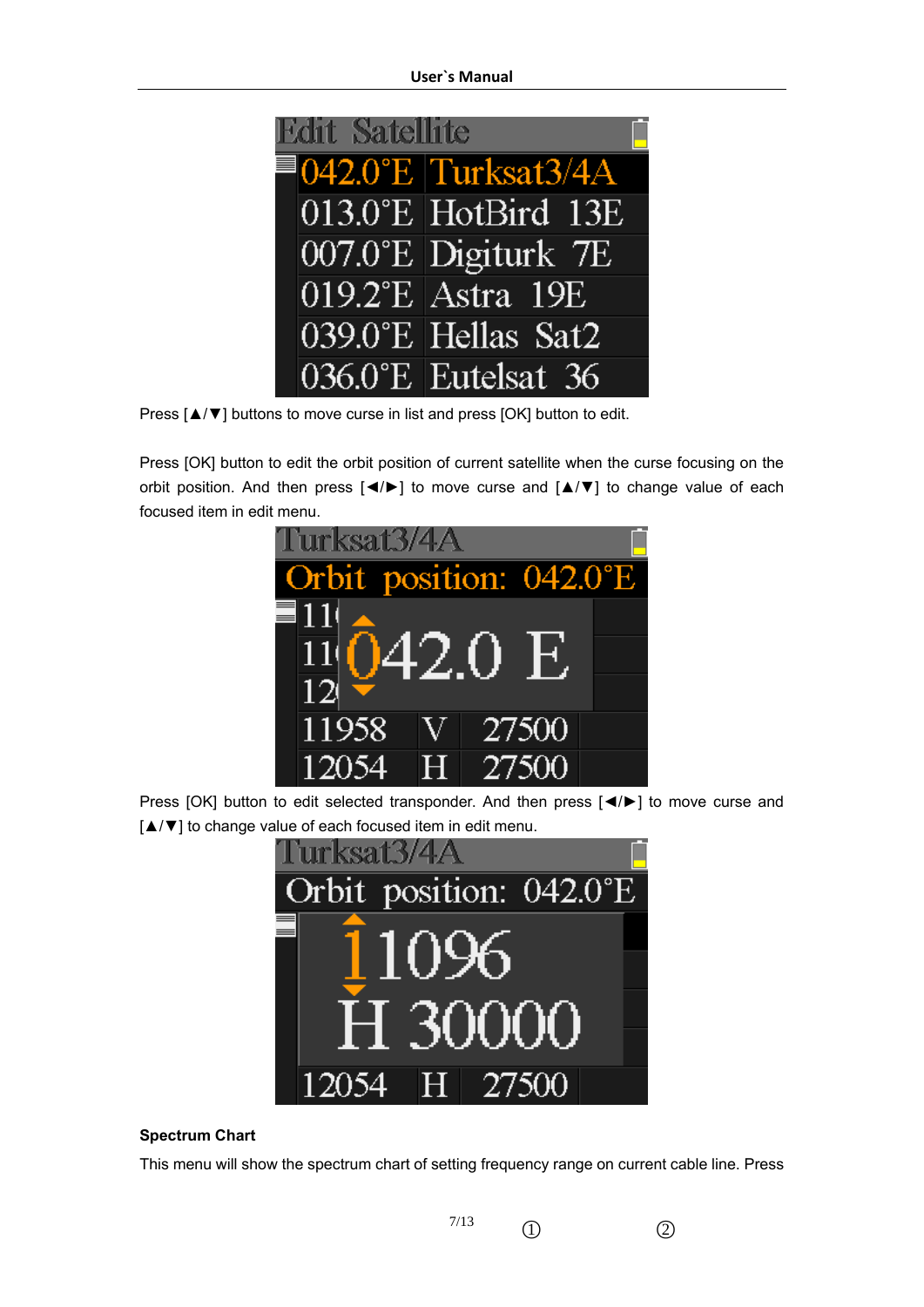Press [▲/▼] buttons to move curse in list and press [OK] button to edit.

Press [OK] button to edit the orbit position of current satellite when the curse focusing on the orbit position. And then press [◄/►] to move curse and [▲/▼] to change value of each focused item in edit menu.

Press [OK] button to edit selected transponder. And then press [◄/►] to move curse and [▲/▼] to change value of each focused item in edit menu.

**Spectrum Chart**

This menu will show the spectrum chart of setting frequency range on current cable line. Press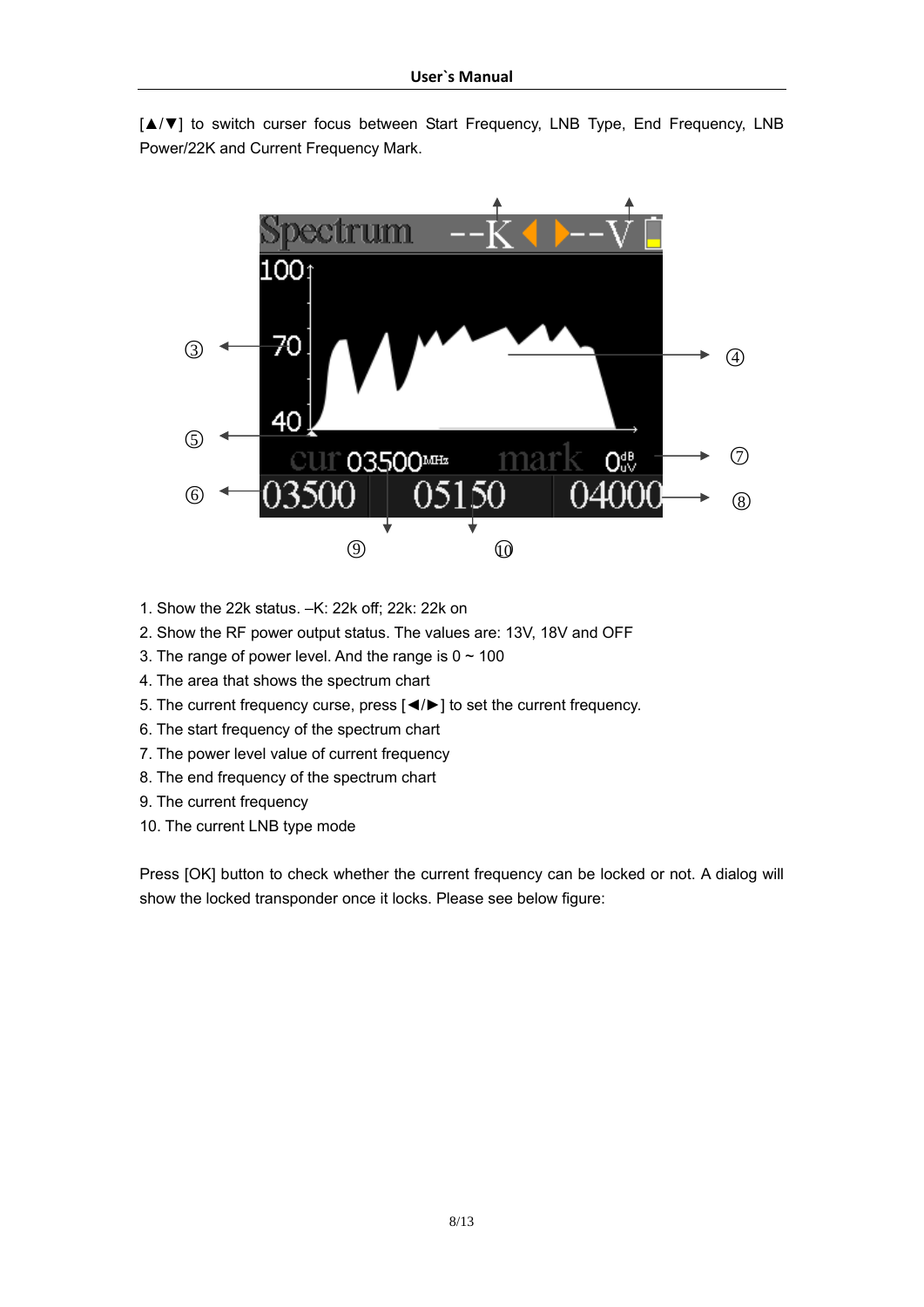[▲/▼] to switch curser focus between Start Frequency, LNB Type, End Frequency, LNB Power/22K and Current Frequency Mark.

1. Show the 22k status. –K: 22k off; 22k: 22k on
2. Show the RF power output status. The values are: 13V, 18V and OFF
3. The range of power level. And the range is 0 ~ 100
4. The area that shows the spectrum chart
5. The current frequency curse, press [◄/►] to set the current frequency.
6. The start frequency of the spectrum chart
7. The power level value of current frequency
8. The end frequency of the spectrum chart
9. The current frequency
10. The current LNB type mode

Press [OK] button to check whether the current frequency can be locked or not. A dialog will show the locked transponder once it locks. Please see below figure: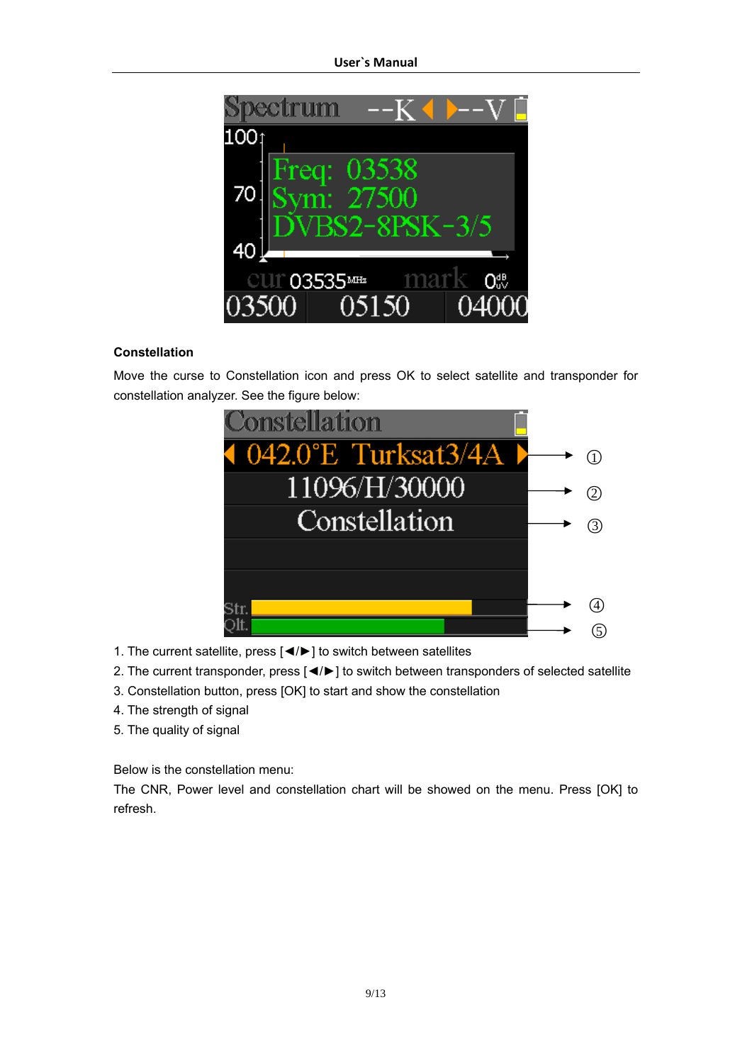**Constellation**

Move the curse to Constellation icon and press OK to select satellite and transponder for constellation analyzer. See the figure below:

1. The current satellite, press [◄/►] to switch between satellites
2. The current transponder, press [◄/►] to switch between transponders of selected satellite
3. Constellation button, press [OK] to start and show the constellation
4. The strength of signal
5. The quality of signal

Below is the constellation menu:

The CNR, Power level and constellation chart will be showed on the menu. Press [OK] to refresh.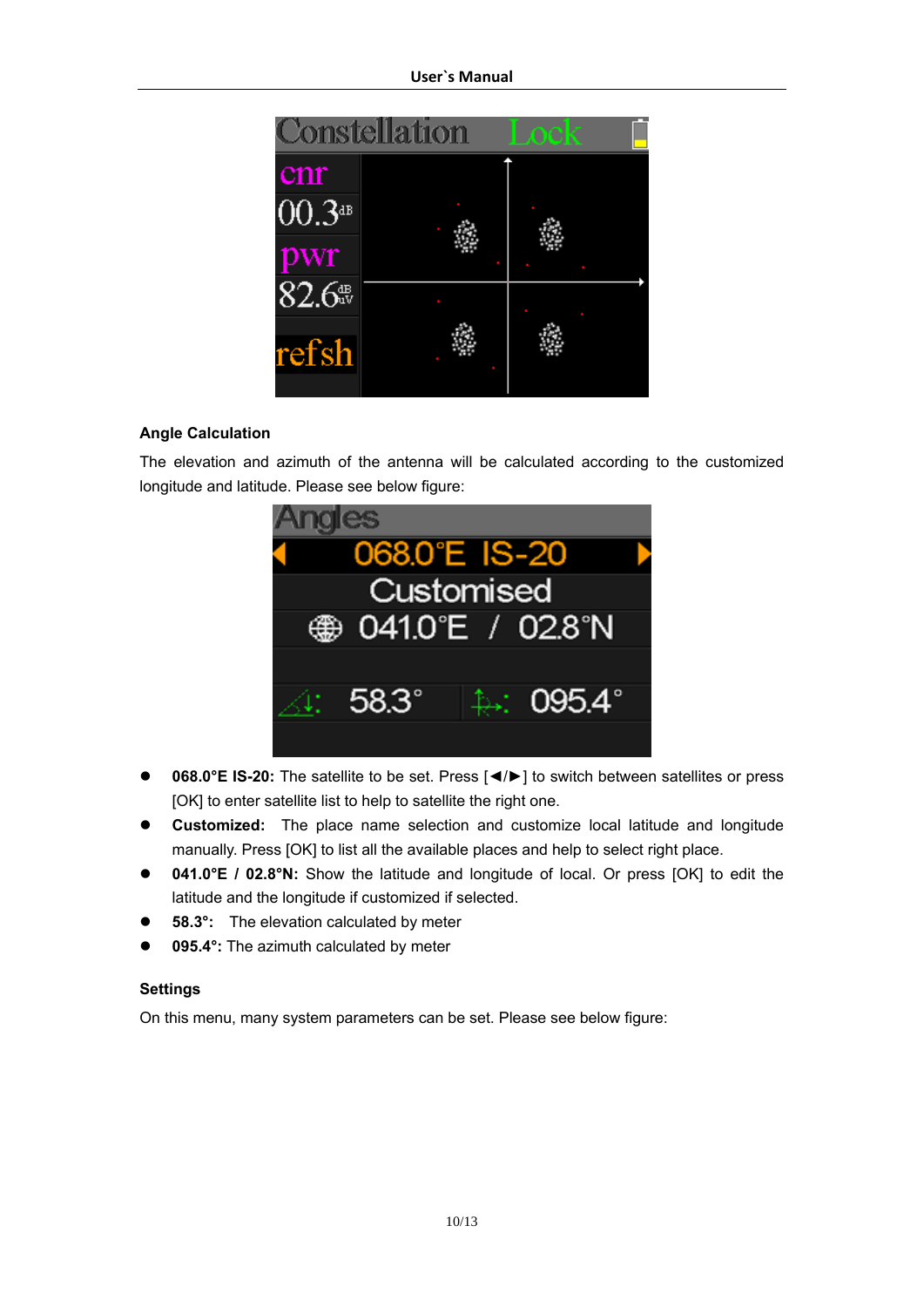### Angle Calculation

The elevation and azimuth of the antenna will be calculated according to the customized longitude and latitude. Please see below figure:

- **068.0°E IS-20:** The satellite to be set. Press [◄/►] to switch between satellites or press [OK] to enter satellite list to help to satellite the right one.
- **Customized:** The place name selection and customize local latitude and longitude manually. Press [OK] to list all the available places and help to select right place.
- **041.0°E / 02.8°N:** Show the latitude and longitude of local. Or press [OK] to edit the latitude and the longitude if customized if selected.
- **58.3°:** The elevation calculated by meter
- **095.4°:** The azimuth calculated by meter

### Settings

On this menu, many system parameters can be set. Please see below figure: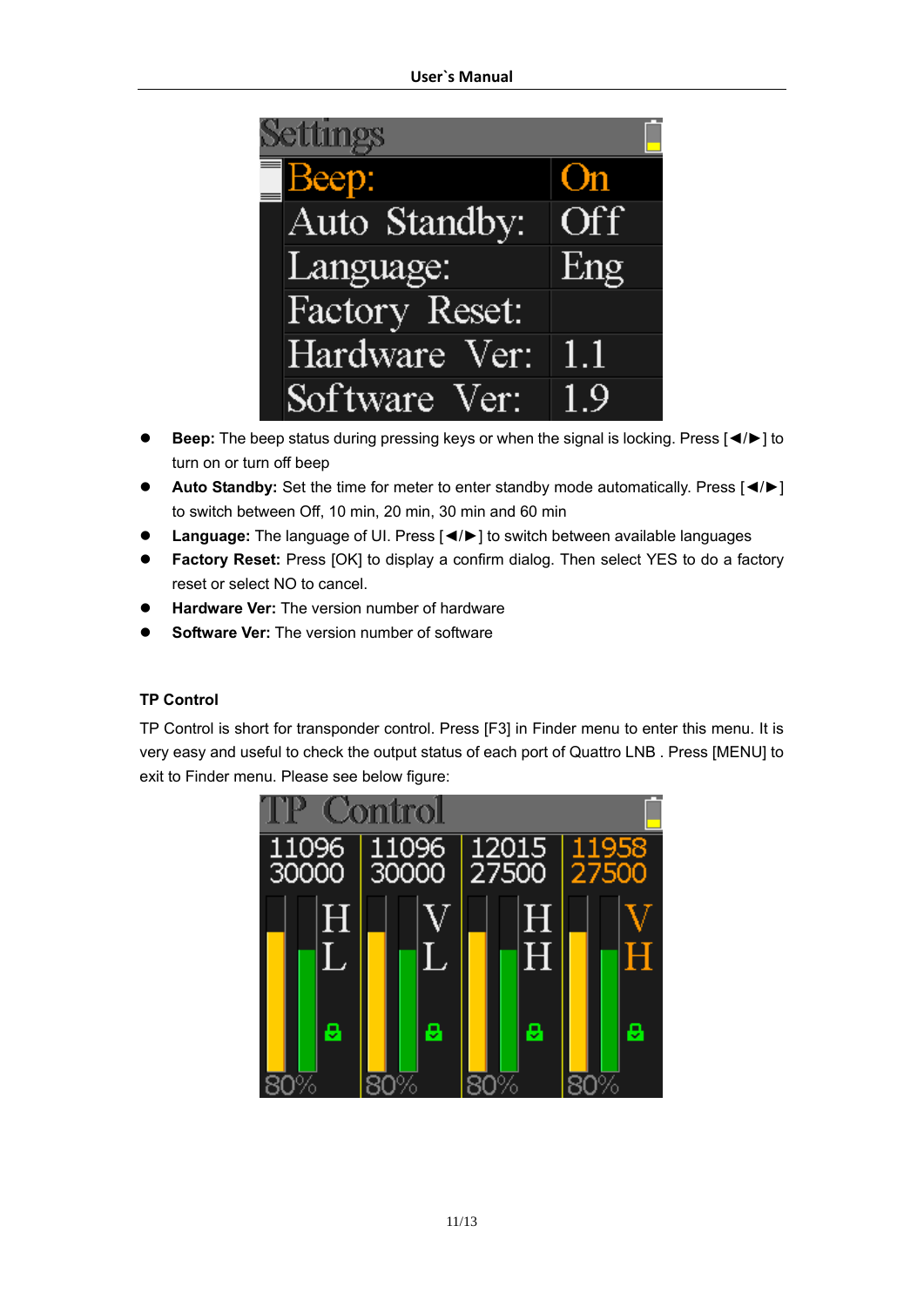- **Beep:** The beep status during pressing keys or when the signal is locking. Press [◄/►] to turn on or turn off beep
- **Auto Standby:** Set the time for meter to enter standby mode automatically. Press [◄/►] to switch between Off, 10 min, 20 min, 30 min and 60 min
- **Language:** The language of UI. Press [◄/►] to switch between available languages
- **Factory Reset:** Press [OK] to display a confirm dialog. Then select YES to do a factory reset or select NO to cancel.
- **Hardware Ver:** The version number of hardware
- **Software Ver:** The version number of software

**TP Control**

TP Control is short for transponder control. Press [F3] in Finder menu to enter this menu. It is very easy and useful to check the output status of each port of Quattro LNB . Press [MENU] to exit to Finder menu. Please see below figure: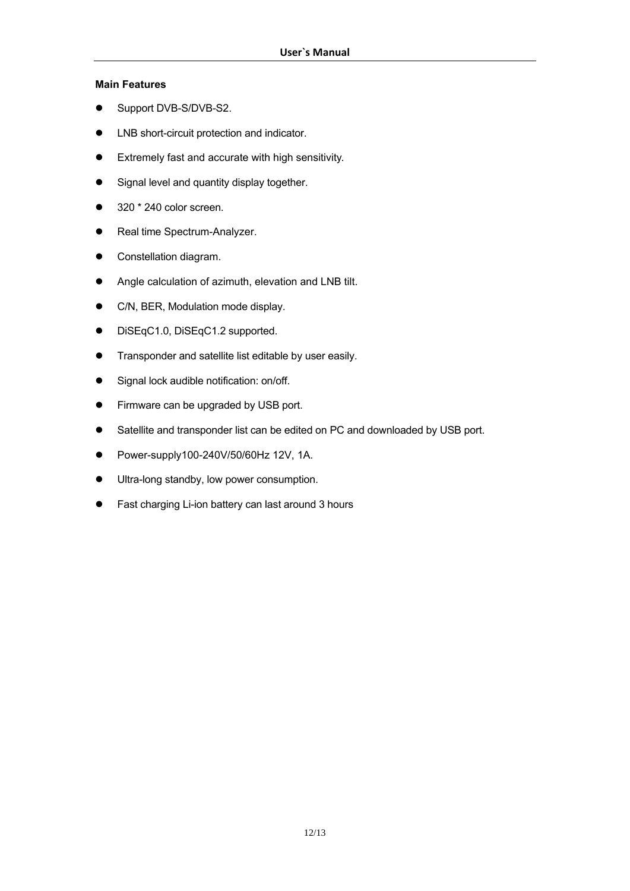**Main Features**

- Support DVB-S/DVB-S2.
- LNB short-circuit protection and indicator.
- Extremely fast and accurate with high sensitivity.
- Signal level and quantity display together.
- 320 * 240 color screen.
- Real time Spectrum-Analyzer.
- Constellation diagram.
- Angle calculation of azimuth, elevation and LNB tilt.
- C/N, BER, Modulation mode display.
- DiSEqC1.0, DiSEqC1.2 supported.
- Transponder and satellite list editable by user easily.
- Signal lock audible notification: on/off.
- Firmware can be upgraded by USB port.
- Satellite and transponder list can be edited on PC and downloaded by USB port.
- Power-supply100-240V/50/60Hz 12V, 1A.
- Ultra-long standby, low power consumption.
- Fast charging Li-ion battery can last around 3 hours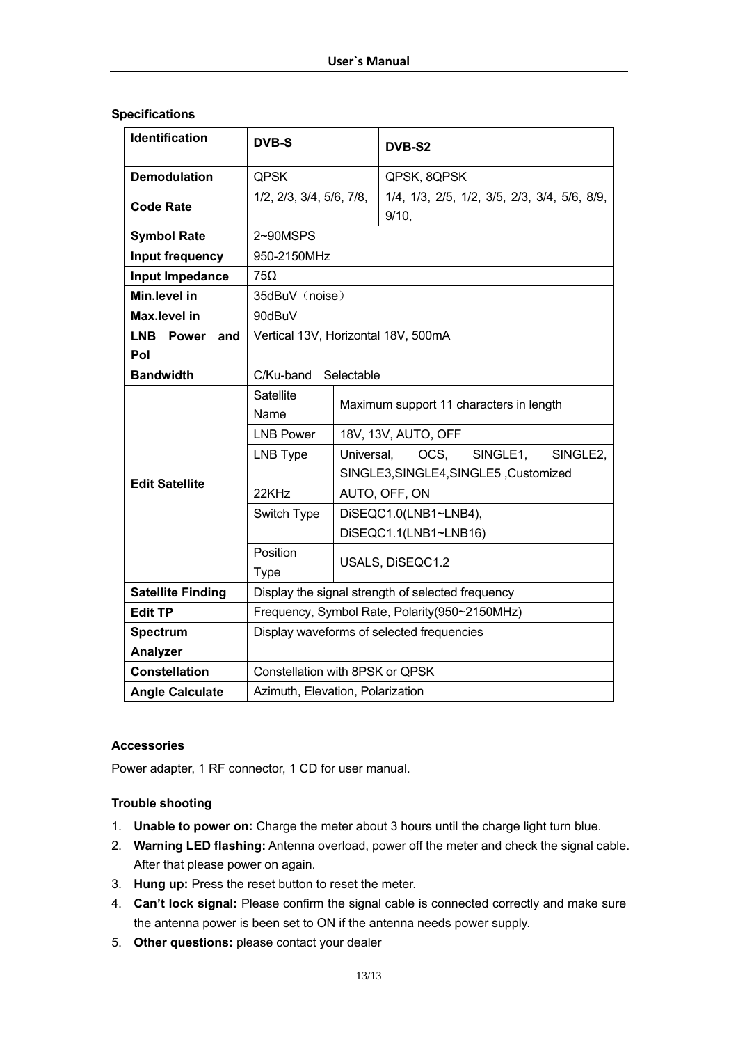**Specifications**

| Identification | DVB-S | | DVB-S2 |
|---|---|---|---|
| **Demodulation** | QPSK | | QPSK, 8QPSK |
| **Code Rate** | 1/2, 2/3, 3/4, 5/6, 7/8, | | 1/4, 1/3, 2/5, 1/2, 3/5, 2/3, 3/4, 5/6, 8/9, 9/10, |
| **Symbol Rate** | 2~90MSPS | | |
| **Input frequency** | 950-2150MHz | | |
| **Input Impedance** | 75Ω | | |
| **Min.level in** | 35dBuV（noise） | | |
| **Max.level in** | 90dBuV | | |
| **LNB Power and Pol** | Vertical 13V, Horizontal 18V, 500mA | | |
| **Bandwidth** | C/Ku-band Selectable | | |
| **Edit Satellite** | Satellite Name | Maximum support 11 characters in length | |
| | LNB Power | 18V, 13V, AUTO, OFF | |
| | LNB Type | Universal, OCS, SINGLE1, SINGLE2, SINGLE3,SINGLE4,SINGLE5 ,Customized | |
| | 22KHz | AUTO, OFF, ON | |
| | Switch Type | DiSEQC1.0(LNB1~LNB4), DiSEQC1.1(LNB1~LNB16) | |
| | Position Type | USALS, DiSEQC1.2 | |
| **Satellite Finding** | Display the signal strength of selected frequency | | |
| **Edit TP** | Frequency, Symbol Rate, Polarity(950~2150MHz) | | |
| **Spectrum Analyzer** | Display waveforms of selected frequencies | | |
| **Constellation** | Constellation with 8PSK or QPSK | | |
| **Angle Calculate** | Azimuth, Elevation, Polarization | | |

**Accessories**

Power adapter, 1 RF connector, 1 CD for user manual.

**Trouble shooting**

1. **Unable to power on:** Charge the meter about 3 hours until the charge light turn blue.
2. **Warning LED flashing:** Antenna overload, power off the meter and check the signal cable. After that please power on again.
3. **Hung up:** Press the reset button to reset the meter.
4. **Can't lock signal:** Please confirm the signal cable is connected correctly and make sure the antenna power is been set to ON if the antenna needs power supply.
5. **Other questions:** please contact your dealer